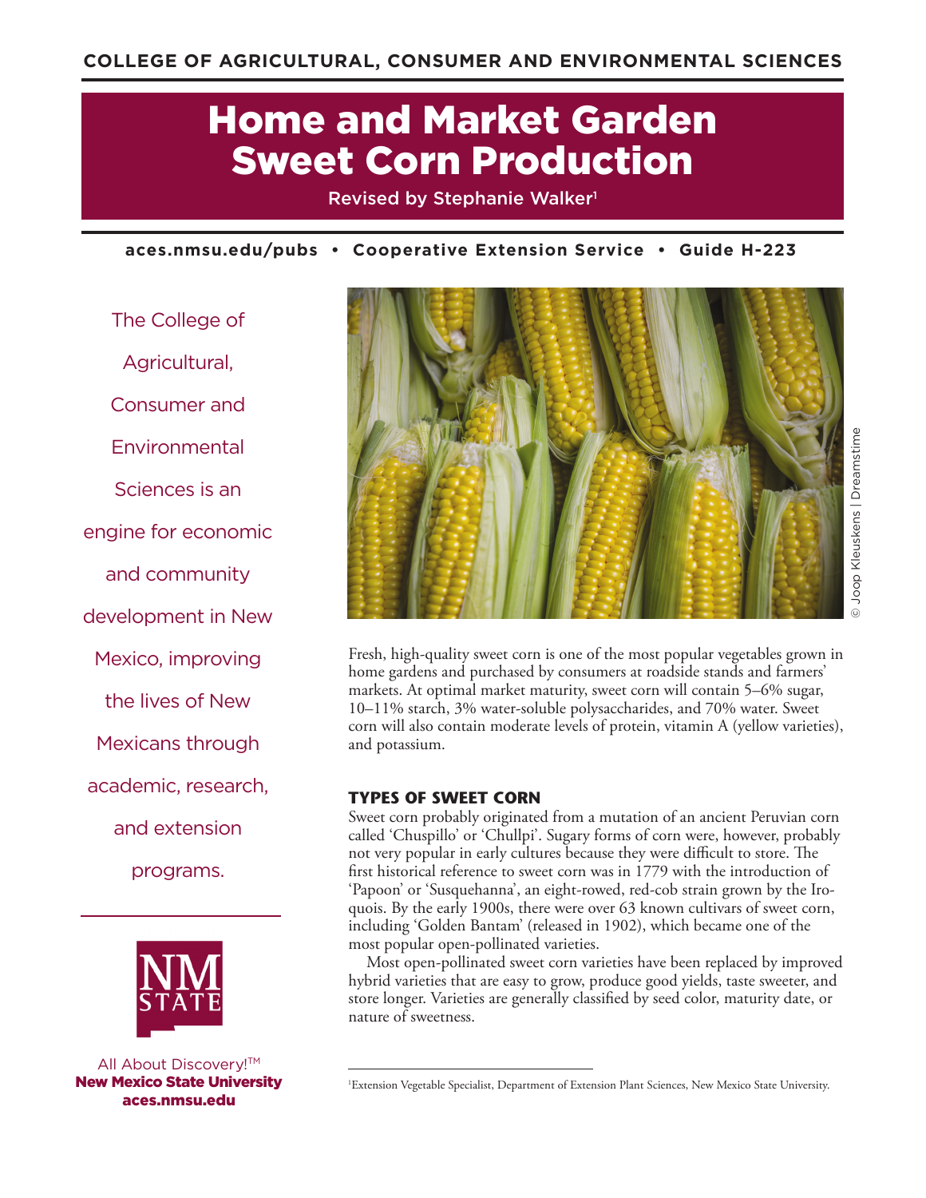COLLEGE OF AGRICULTURAL, CONSUMER AND ENVIRONMENTAL SCIENCES

# Home and Market Garden Sweet Corn Production

Revised by Stephanie Walker[1]

aces.nmsu.edu/pubs • Cooperative Extension Service • Guide H-223

The College of Agricultural, Consumer and Environmental Sciences is an engine for economic and community development in New Mexico, improving the lives of New Mexicans through academic, research, and extension programs.

All About Discovery!™
**New Mexico State University**
**aces.nmsu.edu**

© Joop Kleuskens | Dreamstime

Fresh, high-quality sweet corn is one of the most popular vegetables grown in home gardens and purchased by consumers at roadside stands and farmers' markets. At optimal market maturity, sweet corn will contain 5–6% sugar, 10–11% starch, 3% water-soluble polysaccharides, and 70% water. Sweet corn will also contain moderate levels of protein, vitamin A (yellow varieties), and potassium.

## TYPES OF SWEET CORN

Sweet corn probably originated from a mutation of an ancient Peruvian corn called 'Chuspillo' or 'Chullpi'. Sugary forms of corn were, however, probably not very popular in early cultures because they were difficult to store. The first historical reference to sweet corn was in 1779 with the introduction of 'Papoon' or 'Susquehanna', an eight-rowed, red-cob strain grown by the Iroquois. By the early 1900s, there were over 63 known cultivars of sweet corn, including 'Golden Bantam' (released in 1902), which became one of the most popular open-pollinated varieties.

Most open-pollinated sweet corn varieties have been replaced by improved hybrid varieties that are easy to grow, produce good yields, taste sweeter, and store longer. Varieties are generally classified by seed color, maturity date, or nature of sweetness.

[1] Extension Vegetable Specialist, Department of Extension Plant Sciences, New Mexico State University.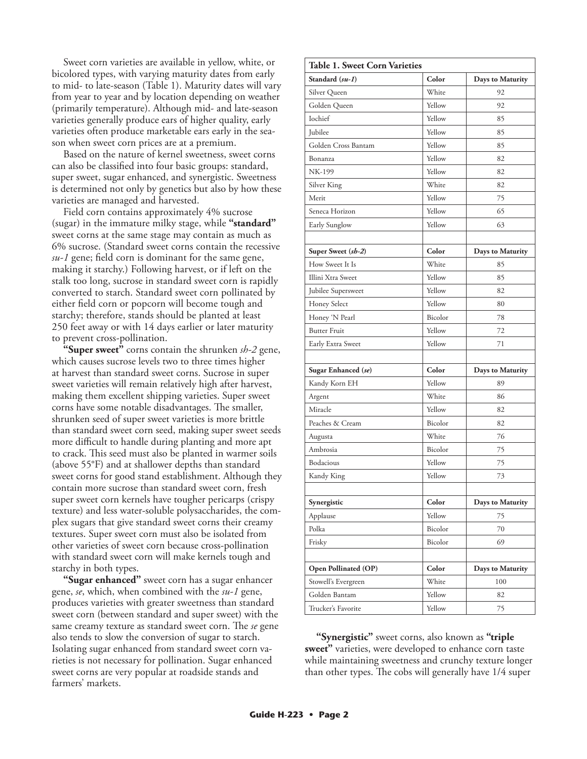Sweet corn varieties are available in yellow, white, or bicolored types, with varying maturity dates from early to mid- to late-season (Table 1). Maturity dates will vary from year to year and by location depending on weather (primarily temperature). Although mid- and late-season varieties generally produce ears of higher quality, early varieties often produce marketable ears early in the season when sweet corn prices are at a premium.

Based on the nature of kernel sweetness, sweet corns can also be classified into four basic groups: standard, super sweet, sugar enhanced, and synergistic. Sweetness is determined not only by genetics but also by how these varieties are managed and harvested.

Field corn contains approximately 4% sucrose (sugar) in the immature milky stage, while **"standard"** sweet corns at the same stage may contain as much as 6% sucrose. (Standard sweet corns contain the recessive *su-1* gene; field corn is dominant for the same gene, making it starchy.) Following harvest, or if left on the stalk too long, sucrose in standard sweet corn is rapidly converted to starch. Standard sweet corn pollinated by either field corn or popcorn will become tough and starchy; therefore, stands should be planted at least 250 feet away or with 14 days earlier or later maturity to prevent cross-pollination.

**"Super sweet"** corns contain the shrunken *sh-2* gene, which causes sucrose levels two to three times higher at harvest than standard sweet corns. Sucrose in super sweet varieties will remain relatively high after harvest, making them excellent shipping varieties. Super sweet corns have some notable disadvantages. The smaller, shrunken seed of super sweet varieties is more brittle than standard sweet corn seed, making super sweet seeds more difficult to handle during planting and more apt to crack. This seed must also be planted in warmer soils (above 55°F) and at shallower depths than standard sweet corns for good stand establishment. Although they contain more sucrose than standard sweet corn, fresh super sweet corn kernels have tougher pericarps (crispy texture) and less water-soluble polysaccharides, the complex sugars that give standard sweet corns their creamy textures. Super sweet corn must also be isolated from other varieties of sweet corn because cross-pollination with standard sweet corn will make kernels tough and starchy in both types.

**"Sugar enhanced"** sweet corn has a sugar enhancer gene, *se*, which, when combined with the *su-1* gene, produces varieties with greater sweetness than standard sweet corn (between standard and super sweet) with the same creamy texture as standard sweet corn. The *se* gene also tends to slow the conversion of sugar to starch. Isolating sugar enhanced from standard sweet corn varieties is not necessary for pollination. Sugar enhanced sweet corns are very popular at roadside stands and farmers' markets.

**Table 1. Sweet Corn Varieties**

| Standard (*su-1*) | Color | Days to Maturity |
|---|---|---|
| Silver Queen | White | 92 |
| Golden Queen | Yellow | 92 |
| Iochief | Yellow | 85 |
| Jubilee | Yellow | 85 |
| Golden Cross Bantam | Yellow | 85 |
| Bonanza | Yellow | 82 |
| NK-199 | Yellow | 82 |
| Silver King | White | 82 |
| Merit | Yellow | 75 |
| Seneca Horizon | Yellow | 65 |
| Early Sunglow | Yellow | 63 |
| | | |
| **Super Sweet (*sh-2*)** | **Color** | **Days to Maturity** |
| How Sweet It Is | White | 85 |
| Illini Xtra Sweet | Yellow | 85 |
| Jubilee Supersweet | Yellow | 82 |
| Honey Select | Yellow | 80 |
| Honey 'N Pearl | Bicolor | 78 |
| Butter Fruit | Yellow | 72 |
| Early Extra Sweet | Yellow | 71 |
| | | |
| **Sugar Enhanced (*se*)** | **Color** | **Days to Maturity** |
| Kandy Korn EH | Yellow | 89 |
| Argent | White | 86 |
| Miracle | Yellow | 82 |
| Peaches & Cream | Bicolor | 82 |
| Augusta | White | 76 |
| Ambrosia | Bicolor | 75 |
| Bodacious | Yellow | 75 |
| Kandy King | Yellow | 73 |
| | | |
| **Synergistic** | **Color** | **Days to Maturity** |
| Applause | Yellow | 75 |
| Polka | Bicolor | 70 |
| Frisky | Bicolor | 69 |
| | | |
| **Open Pollinated (OP)** | **Color** | **Days to Maturity** |
| Stowell's Evergreen | White | 100 |
| Golden Bantam | Yellow | 82 |
| Trucker's Favorite | Yellow | 75 |

**"Synergistic"** sweet corns, also known as **"triple sweet"** varieties, were developed to enhance corn taste while maintaining sweetness and crunchy texture longer than other types. The cobs will generally have 1/4 super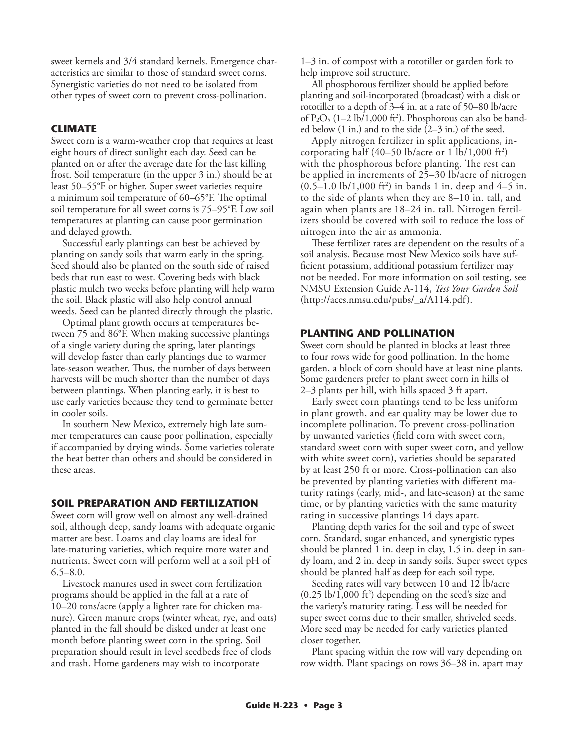sweet kernels and 3/4 standard kernels. Emergence characteristics are similar to those of standard sweet corns. Synergistic varieties do not need to be isolated from other types of sweet corn to prevent cross-pollination.

## CLIMATE

Sweet corn is a warm-weather crop that requires at least eight hours of direct sunlight each day. Seed can be planted on or after the average date for the last killing frost. Soil temperature (in the upper 3 in.) should be at least 50–55°F or higher. Super sweet varieties require a minimum soil temperature of 60–65°F. The optimal soil temperature for all sweet corns is 75–95°F. Low soil temperatures at planting can cause poor germination and delayed growth.

Successful early plantings can best be achieved by planting on sandy soils that warm early in the spring. Seed should also be planted on the south side of raised beds that run east to west. Covering beds with black plastic mulch two weeks before planting will help warm the soil. Black plastic will also help control annual weeds. Seed can be planted directly through the plastic.

Optimal plant growth occurs at temperatures between 75 and 86°F. When making successive plantings of a single variety during the spring, later plantings will develop faster than early plantings due to warmer late-season weather. Thus, the number of days between harvests will be much shorter than the number of days between plantings. When planting early, it is best to use early varieties because they tend to germinate better in cooler soils.

In southern New Mexico, extremely high late summer temperatures can cause poor pollination, especially if accompanied by drying winds. Some varieties tolerate the heat better than others and should be considered in these areas.

## SOIL PREPARATION AND FERTILIZATION

Sweet corn will grow well on almost any well-drained soil, although deep, sandy loams with adequate organic matter are best. Loams and clay loams are ideal for late-maturing varieties, which require more water and nutrients. Sweet corn will perform well at a soil pH of 6.5–8.0.

Livestock manures used in sweet corn fertilization programs should be applied in the fall at a rate of 10–20 tons/acre (apply a lighter rate for chicken manure). Green manure crops (winter wheat, rye, and oats) planted in the fall should be disked under at least one month before planting sweet corn in the spring. Soil preparation should result in level seedbeds free of clods and trash. Home gardeners may wish to incorporate 1–3 in. of compost with a rototiller or garden fork to help improve soil structure.

All phosphorous fertilizer should be applied before planting and soil-incorporated (broadcast) with a disk or rototiller to a depth of 3–4 in. at a rate of 50–80 lb/acre of $P_2O_5$ (1–2 lb/1,000 ft$^2$). Phosphorous can also be banded below (1 in.) and to the side (2–3 in.) of the seed.

Apply nitrogen fertilizer in split applications, incorporating half (40–50 lb/acre or 1 lb/1,000 ft$^2$) with the phosphorous before planting. The rest can be applied in increments of 25–30 lb/acre of nitrogen (0.5–1.0 lb/1,000 ft$^2$) in bands 1 in. deep and 4–5 in. to the side of plants when they are 8–10 in. tall, and again when plants are 18–24 in. tall. Nitrogen fertilizers should be covered with soil to reduce the loss of nitrogen into the air as ammonia.

These fertilizer rates are dependent on the results of a soil analysis. Because most New Mexico soils have sufficient potassium, additional potassium fertilizer may not be needed. For more information on soil testing, see NMSU Extension Guide A-114, *Test Your Garden Soil* (http://aces.nmsu.edu/pubs/_a/A114.pdf).

## PLANTING AND POLLINATION

Sweet corn should be planted in blocks at least three to four rows wide for good pollination. In the home garden, a block of corn should have at least nine plants. Some gardeners prefer to plant sweet corn in hills of 2–3 plants per hill, with hills spaced 3 ft apart.

Early sweet corn plantings tend to be less uniform in plant growth, and ear quality may be lower due to incomplete pollination. To prevent cross-pollination by unwanted varieties (field corn with sweet corn, standard sweet corn with super sweet corn, and yellow with white sweet corn), varieties should be separated by at least 250 ft or more. Cross-pollination can also be prevented by planting varieties with different maturity ratings (early, mid-, and late-season) at the same time, or by planting varieties with the same maturity rating in successive plantings 14 days apart.

Planting depth varies for the soil and type of sweet corn. Standard, sugar enhanced, and synergistic types should be planted 1 in. deep in clay, 1.5 in. deep in sandy loam, and 2 in. deep in sandy soils. Super sweet types should be planted half as deep for each soil type.

Seeding rates will vary between 10 and 12 lb/acre (0.25 lb/1,000 ft$^2$) depending on the seed's size and the variety's maturity rating. Less will be needed for super sweet corns due to their smaller, shriveled seeds. More seed may be needed for early varieties planted closer together.

Plant spacing within the row will vary depending on row width. Plant spacings on rows 36–38 in. apart may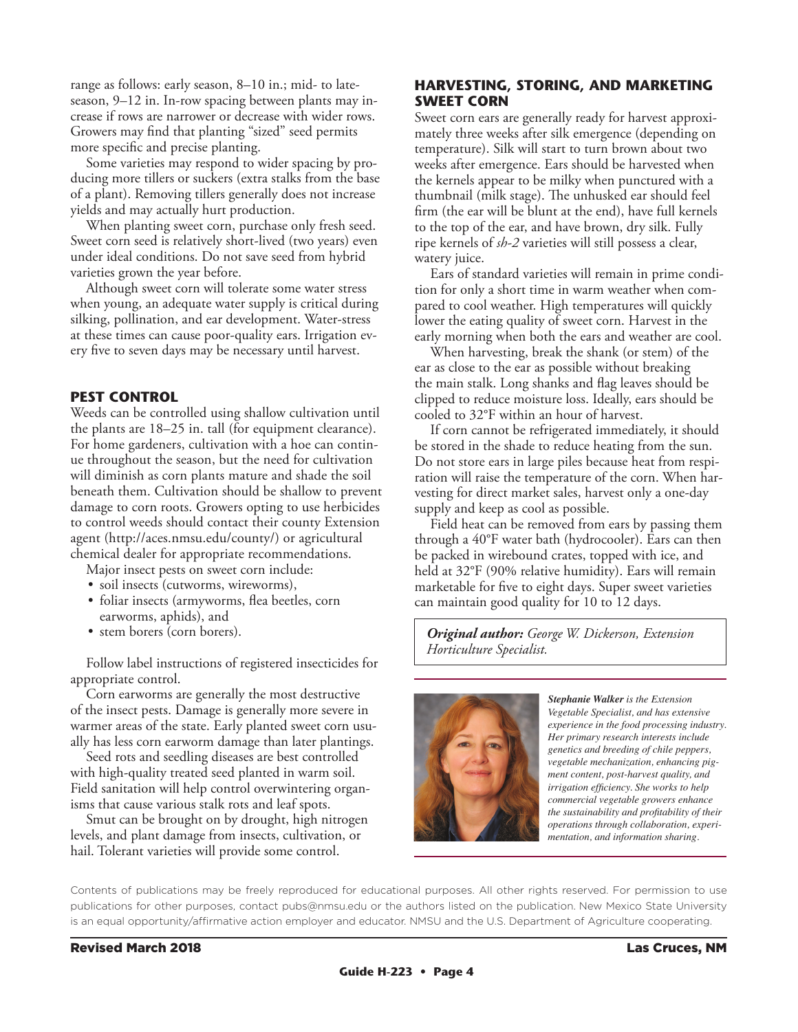range as follows: early season, 8–10 in.; mid- to late-season, 9–12 in. In-row spacing between plants may increase if rows are narrower or decrease with wider rows. Growers may find that planting "sized" seed permits more specific and precise planting.

Some varieties may respond to wider spacing by producing more tillers or suckers (extra stalks from the base of a plant). Removing tillers generally does not increase yields and may actually hurt production.

When planting sweet corn, purchase only fresh seed. Sweet corn seed is relatively short-lived (two years) even under ideal conditions. Do not save seed from hybrid varieties grown the year before.

Although sweet corn will tolerate some water stress when young, an adequate water supply is critical during silking, pollination, and ear development. Water-stress at these times can cause poor-quality ears. Irrigation every five to seven days may be necessary until harvest.

## PEST CONTROL

Weeds can be controlled using shallow cultivation until the plants are 18–25 in. tall (for equipment clearance). For home gardeners, cultivation with a hoe can continue throughout the season, but the need for cultivation will diminish as corn plants mature and shade the soil beneath them. Cultivation should be shallow to prevent damage to corn roots. Growers opting to use herbicides to control weeds should contact their county Extension agent (http://aces.nmsu.edu/county/) or agricultural chemical dealer for appropriate recommendations.

Major insect pests on sweet corn include:

- soil insects (cutworms, wireworms),
- foliar insects (armyworms, flea beetles, corn earworms, aphids), and
- stem borers (corn borers).

Follow label instructions of registered insecticides for appropriate control.

Corn earworms are generally the most destructive of the insect pests. Damage is generally more severe in warmer areas of the state. Early planted sweet corn usually has less corn earworm damage than later plantings.

Seed rots and seedling diseases are best controlled with high-quality treated seed planted in warm soil. Field sanitation will help control overwintering organisms that cause various stalk rots and leaf spots.

Smut can be brought on by drought, high nitrogen levels, and plant damage from insects, cultivation, or hail. Tolerant varieties will provide some control.

## HARVESTING, STORING, AND MARKETING SWEET CORN

Sweet corn ears are generally ready for harvest approximately three weeks after silk emergence (depending on temperature). Silk will start to turn brown about two weeks after emergence. Ears should be harvested when the kernels appear to be milky when punctured with a thumbnail (milk stage). The unhusked ear should feel firm (the ear will be blunt at the end), have full kernels to the top of the ear, and have brown, dry silk. Fully ripe kernels of *sh-2* varieties will still possess a clear, watery juice.

Ears of standard varieties will remain in prime condition for only a short time in warm weather when compared to cool weather. High temperatures will quickly lower the eating quality of sweet corn. Harvest in the early morning when both the ears and weather are cool.

When harvesting, break the shank (or stem) of the ear as close to the ear as possible without breaking the main stalk. Long shanks and flag leaves should be clipped to reduce moisture loss. Ideally, ears should be cooled to 32°F within an hour of harvest.

If corn cannot be refrigerated immediately, it should be stored in the shade to reduce heating from the sun. Do not store ears in large piles because heat from respiration will raise the temperature of the corn. When harvesting for direct market sales, harvest only a one-day supply and keep as cool as possible.

Field heat can be removed from ears by passing them through a 40°F water bath (hydrocooler). Ears can then be packed in wirebound crates, topped with ice, and held at 32°F (90% relative humidity). Ears will remain marketable for five to eight days. Super sweet varieties can maintain good quality for 10 to 12 days.

***Original author:*** *George W. Dickerson, Extension Horticulture Specialist.*

***Stephanie Walker*** *is the Extension Vegetable Specialist, and has extensive experience in the food processing industry. Her primary research interests include genetics and breeding of chile peppers, vegetable mechanization, enhancing pigment content, post-harvest quality, and irrigation efficiency. She works to help commercial vegetable growers enhance the sustainability and profitability of their operations through collaboration, experimentation, and information sharing.*

Contents of publications may be freely reproduced for educational purposes. All other rights reserved. For permission to use publications for other purposes, contact pubs@nmsu.edu or the authors listed on the publication. New Mexico State University is an equal opportunity/affirmative action employer and educator. NMSU and the U.S. Department of Agriculture cooperating.

**Revised March 2018** **Las Cruces, NM**